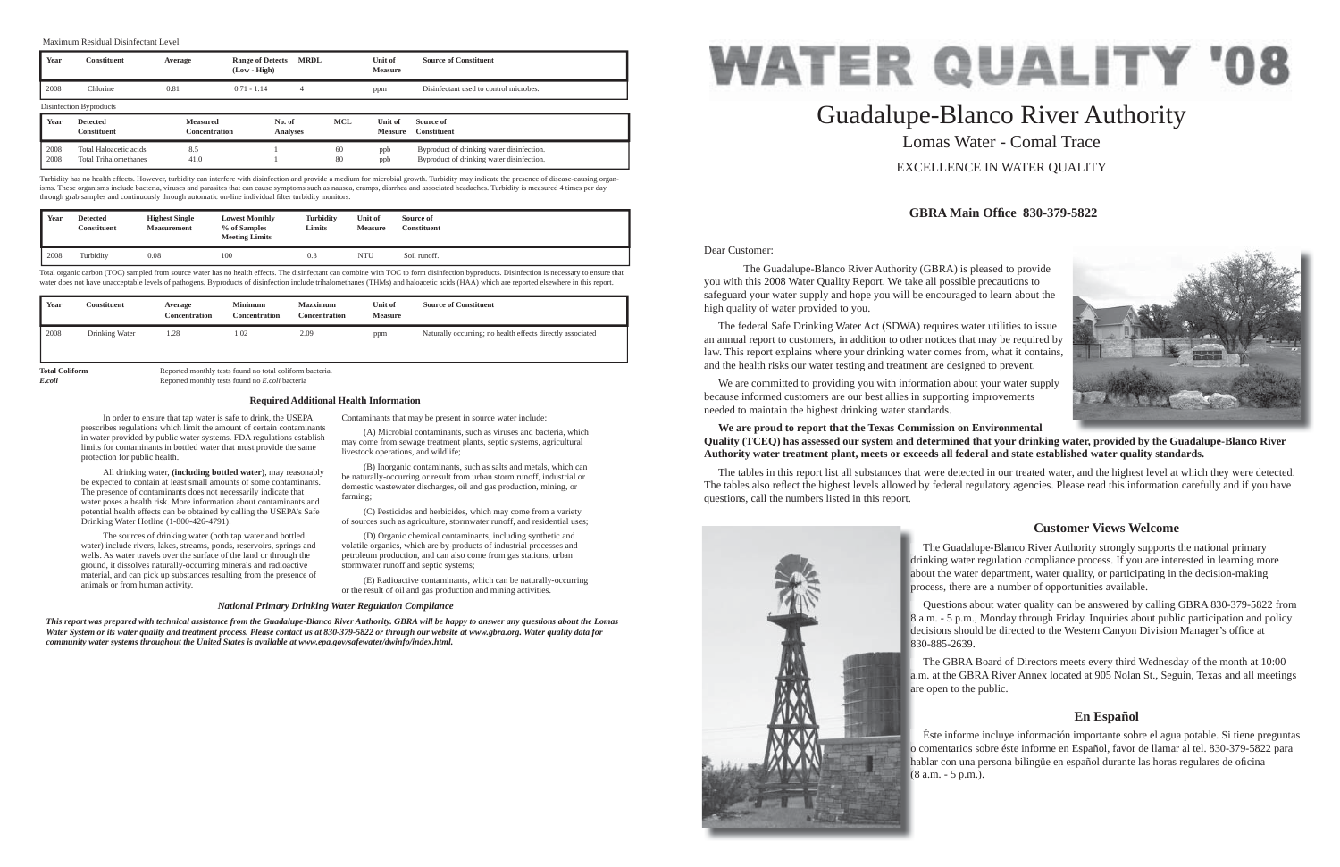Maximum Residual Disinfectant Level

| Year | Constituent | Average | Range of Detects (Low - High) | MRDL | Unit of Measure | Source of Constituent |
|---|---|---|---|---|---|---|
| 2008 | Chlorine | 0.81 | 0.71 - 1.14 | 4 | ppm | Disinfectant used to control microbes. |

Disinfection Byproducts

| Year | Detected Constituent | Measured Concentration | No. of Analyses | MCL | Unit of Measure | Source of Constituent |
|---|---|---|---|---|---|---|
| 2008 | Total Haloacetic acids | 8.5 | 1 | 60 | ppb | Byproduct of drinking water disinfection. |
| 2008 | Total Trihalomethanes | 41.0 | 1 | 80 | ppb | Byproduct of drinking water disinfection. |

Turbidity has no health effects. However, turbidity can interfere with disinfection and provide a medium for microbial growth. Turbidity may indicate the presence of disease-causing organisms. These organisms include bacteria, viruses and parasites that can cause symptoms such as nausea, cramps, diarrhea and associated headaches. Turbidity is measured 4 times per day through grab samples and continuously through automatic on-line individual filter turbidity monitors.

| Year | Detected Constituent | Highest Single Measurement | Lowest Monthly % of Samples Meeting Limits | Turbidity Limits | Unit of Measure | Source of Constituent |
|---|---|---|---|---|---|---|
| 2008 | Turbidity | 0.08 | 100 | 0.3 | NTU | Soil runoff. |

Total organic carbon (TOC) sampled from source water has no health effects. The disinfectant can combine with TOC to form disinfection byproducts. Disinfection is necessary to ensure that water does not have unacceptable levels of pathogens. Byproducts of disinfection include trihalomethanes (THMs) and haloacetic acids (HAA) which are reported elsewhere in this report.

| Year | Constituent | Average Concentration | Minimum Concentration | Mazximum Concentration | Unit of Measure | Source of Constituent |
|---|---|---|---|---|---|---|
| 2008 | Drinking Water | 1.28 | 1.02 | 2.09 | ppm | Naturally occurring; no health effects directly associated |

**Total Coliform** Reported monthly tests found no total coliform bacteria.

***E.coli*** Reported monthly tests found no *E.coli* bacteria

### Required Additional Health Information

In order to ensure that tap water is safe to drink, the USEPA prescribes regulations which limit the amount of certain contaminants in water provided by public water systems. FDA regulations establish limits for contaminants in bottled water that must provide the same protection for public health.

All drinking water, **(including bottled water)**, may reasonably be expected to contain at least small amounts of some contaminants. The presence of contaminants does not necessarily indicate that water poses a health risk. More information about contaminants and potential health effects can be obtained by calling the USEPA's Safe Drinking Water Hotline (1-800-426-4791).

The sources of drinking water (both tap water and bottled water) include rivers, lakes, streams, ponds, reservoirs, springs and wells. As water travels over the surface of the land or through the ground, it dissolves naturally-occurring minerals and radioactive material, and can pick up substances resulting from the presence of animals or from human activity.

Contaminants that may be present in source water include:

(A) Microbial contaminants, such as viruses and bacteria, which may come from sewage treatment plants, septic systems, agricultural livestock operations, and wildlife;

(B) Inorganic contaminants, such as salts and metals, which can be naturally-occurring or result from urban storm runoff, industrial or domestic wastewater discharges, oil and gas production, mining, or farming;

(C) Pesticides and herbicides, which may come from a variety of sources such as agriculture, stormwater runoff, and residential uses;

(D) Organic chemical contaminants, including synthetic and volatile organics, which are by-products of industrial processes and petroleum production, and can also come from gas stations, urban stormwater runoff and septic systems;

(E) Radioactive contaminants, which can be naturally-occurring or the result of oil and gas production and mining activities.

*National Primary Drinking Water Regulation Compliance*

***This report was prepared with technical assistance from the Guadalupe-Blanco River Authority. GBRA will be happy to answer any questions about the Lomas Water System or its water quality and treatment process. Please contact us at 830-379-5822 or through our website at www.gbra.org. Water quality data for community water systems throughout the United States is available at www.epa.gov/safewater/dwinfo/index.html.***

# WATER QUALITY '08

## Guadalupe-Blanco River Authority

### Lomas Water - Comal Trace

EXCELLENCE IN WATER QUALITY

**GBRA Main Office 830-379-5822**

Dear Customer:

The Guadalupe-Blanco River Authority (GBRA) is pleased to provide you with this 2008 Water Quality Report. We take all possible precautions to safeguard your water supply and hope you will be encouraged to learn about the high quality of water provided to you.

The federal Safe Drinking Water Act (SDWA) requires water utilities to issue an annual report to customers, in addition to other notices that may be required by law. This report explains where your drinking water comes from, what it contains, and the health risks our water testing and treatment are designed to prevent.

We are committed to providing you with information about your water supply because informed customers are our best allies in supporting improvements needed to maintain the highest drinking water standards.

**We are proud to report that the Texas Commission on Environmental Quality (TCEQ) has assessed our system and determined that your drinking water, provided by the Guadalupe-Blanco River Authority water treatment plant, meets or exceeds all federal and state established water quality standards.**

The tables in this report list all substances that were detected in our treated water, and the highest level at which they were detected. The tables also reflect the highest levels allowed by federal regulatory agencies. Please read this information carefully and if you have questions, call the numbers listed in this report.

### Customer Views Welcome

The Guadalupe-Blanco River Authority strongly supports the national primary drinking water regulation compliance process. If you are interested in learning more about the water department, water quality, or participating in the decision-making process, there are a number of opportunities available.

Questions about water quality can be answered by calling GBRA 830-379-5822 from 8 a.m. - 5 p.m., Monday through Friday. Inquiries about public participation and policy decisions should be directed to the Western Canyon Division Manager's office at 830-885-2639.

The GBRA Board of Directors meets every third Wednesday of the month at 10:00 a.m. at the GBRA River Annex located at 905 Nolan St., Seguin, Texas and all meetings are open to the public.

### En Español

Éste informe incluye información importante sobre el agua potable. Si tiene preguntas o comentarios sobre éste informe en Español, favor de llamar al tel. 830-379-5822 para hablar con una persona bilingüe en español durante las horas regulares de oficina (8 a.m. - 5 p.m.).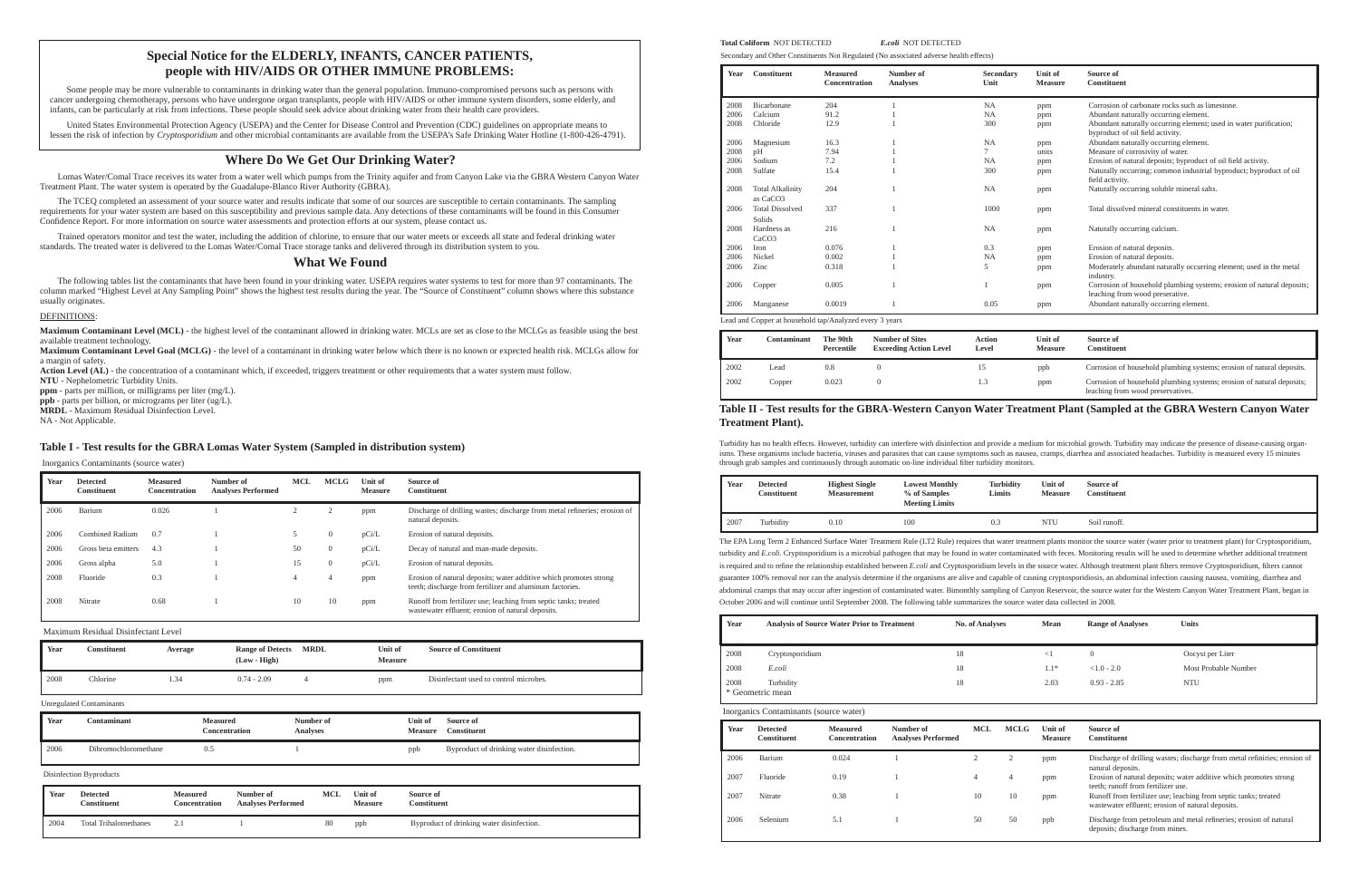## Special Notice for the ELDERLY, INFANTS, CANCER PATIENTS, people with HIV/AIDS OR OTHER IMMUNE PROBLEMS:

Some people may be more vulnerable to contaminants in drinking water than the general population. Immuno-compromised persons such as persons with cancer undergoing chemotherapy, persons who have undergone organ transplants, people with HIV/AIDS or other immune system disorders, some elderly, and infants, can be particularly at risk from infections. These people should seek advice about drinking water from their health care providers.

United States Environmental Protection Agency (USEPA) and the Center for Disease Control and Prevention (CDC) guidelines on appropriate means to lessen the risk of infection by *Cryptosporidium* and other microbial contaminants are available from the USEPA's Safe Drinking Water Hotline (1-800-426-4791).

## Where Do We Get Our Drinking Water?

Lomas Water/Comal Trace receives its water from a water well which pumps from the Trinity aquifer and from Canyon Lake via the GBRA Western Canyon Water Treatment Plant. The water system is operated by the Guadalupe-Blanco River Authority (GBRA).

The TCEQ completed an assessment of your source water and results indicate that some of our sources are susceptible to certain contaminants. The sampling requirements for your water system are based on this susceptibility and previous sample data. Any detections of these contaminants will be found in this Consumer Confidence Report. For more information on source water assessments and protection efforts at our system, please contact us.

Trained operators monitor and test the water, including the addition of chlorine, to ensure that our water meets or exceeds all state and federal drinking water standards. The treated water is delivered to the Lomas Water/Comal Trace storage tanks and delivered through its distribution system to you.

## What We Found

The following tables list the contaminants that have been found in your drinking water. USEPA requires water systems to test for more than 97 contaminants. The column marked "Highest Level at Any Sampling Point" shows the highest test results during the year. The "Source of Constituent" column shows where this substance usually originates.

DEFINITIONS:

**Maximum Contaminant Level (MCL)** - the highest level of the contaminant allowed in drinking water. MCLs are set as close to the MCLGs as feasible using the best available treatment technology.
**Maximum Contaminant Level Goal (MCLG)** - the level of a contaminant in drinking water below which there is no known or expected health risk. MCLGs allow for a margin of safety.
**Action Level (AL)** - the concentration of a contaminant which, if exceeded, triggers treatment or other requirements that a water system must follow.
**NTU** - Nephelometric Turbidity Units.
**ppm** - parts per million, or milligrams per liter (mg/L).
**ppb** - parts per billion, or micrograms per liter (ug/L).
**MRDL** - Maximum Residual Disinfection Level.
NA - Not Applicable.

### Table I - Test results for the GBRA Lomas Water System (Sampled in distribution system)

Inorganics Contaminants (source water)

| Year | Detected Constituent | Measured Concentration | Number of Analyses Performed | MCL | MCLG | Unit of Measure | Source of Constituent |
|---|---|---|---|---|---|---|---|
| 2006 | Barium | 0.026 | 1 | 2 | 2 | ppm | Discharge of drilling wastes; discharge from metal refineries; erosion of natural deposits. |
| 2006 | Combined Radium | 0.7 | 1 | 5 | 0 | pCi/L | Erosion of natural deposits. |
| 2006 | Gross beta emitters | 4.3 | 1 | 50 | 0 | pCi/L | Decay of natural and man-made deposits. |
| 2006 | Gross alpha | 5.0 | 1 | 15 | 0 | pCi/L | Erosion of natural deposits. |
| 2008 | Fluoride | 0.3 | 1 | 4 | 4 | ppm | Erosion of natural deposits; water additive which promotes strong teeth; discharge from fertilizer and aluminum factories. |
| 2008 | Nitrate | 0.68 | 1 | 10 | 10 | ppm | Runoff from fertilizer use; leaching from septic tanks; treated wastewater effluent; erosion of natural deposits. |

Maximum Residual Disinfectant Level

| Year | Constituent | Average | Range of Detects (Low - High) | MRDL | Unit of Measure | Source of Constituent |
|---|---|---|---|---|---|---|
| 2008 | Chlorine | 1.34 | 0.74 - 2.09 | 4 | ppm | Disinfectant used to control microbes. |

Unregulated Contaminants

| Year | Contaminant | Measured Concentration | Number of Analyses | Unit of Measure | Source of Constituent |
|---|---|---|---|---|---|
| 2006 | Dibromochloromethane | 0.5 | 1 | ppb | Byproduct of drinking water disinfection. |

Disinfection Byproducts

| Year | Detected Constituent | Measured Concentration | Number of Analyses Performed | MCL | Unit of Measure | Source of Constituent |
|---|---|---|---|---|---|---|
| 2004 | Total Trihalomethanes | 2.1 | 1 | 80 | ppb | Byproduct of drinking water disinfection. |

**Total Coliform** NOT DETECTED *E.coli* NOT DETECTED

Secondary and Other Constituents Not Regulated (No associated adverse health effects)

| Year | Constituent | Measured Concentration | Number of Analyses | Secondary Unit | Unit of Measure | Source of Constituent |
|---|---|---|---|---|---|---|
| 2008 | Bicarbonate | 204 | 1 | NA | ppm | Corrosion of carbonate rocks such as limestone. |
| 2006 | Calcium | 91.2 | 1 | NA | ppm | Abundant naturally occurring element. |
| 2008 | Chloride | 12.9 | 1 | 300 | ppm | Abundant naturally occurring element; used in water purification; byproduct of oil field activity. |
| 2006 | Magnesium | 16.3 | 1 | NA | ppm | Abundant naturally occurring element. |
| 2008 | pH | 7.94 | 1 | 7 | units | Measure of corrosivity of water. |
| 2006 | Sodium | 7.2 | 1 | NA | ppm | Erosion of natural deposits; byproduct of oil field activity. |
| 2008 | Sulfate | 15.4 | 1 | 300 | ppm | Naturally occurring; common industrial byproduct; byproduct of oil field activity. |
| 2008 | Total Alkalinity as $CaCO_3$ | 204 | 1 | NA | ppm | Naturally occurring soluble mineral salts. |
| 2006 | Total Dissolved Solids | 337 | 1 | 1000 | ppm | Total dissolved mineral constituents in water. |
| 2008 | Hardness as $CaCO_3$ | 216 | 1 | NA | ppm | Naturally occurring calcium. |
| 2006 | Iron | 0.076 | 1 | 0.3 | ppm | Erosion of natural deposits. |
| 2006 | Nickel | 0.002 | 1 | NA | ppm | Erosion of natural deposits. |
| 2006 | Zinc | 0.318 | 1 | 5 | ppm | Moderately abundant naturally occurring element; used in the metal industry. |
| 2006 | Copper | 0.005 | 1 | 1 | ppm | Corrosion of household plumbing systems; erosion of natural deposits; leaching from wood preserative. |
| 2006 | Manganese | 0.0019 | 1 | 0.05 | ppm | Abundant naturally occurring element. |

Lead and Copper at household tap/Analyzed every 3 years

| Year | Contaminant | The 90th Percentile | Number of Sites Exceeding Action Level | Action Level | Unit of Measure | Source of Constituent |
|---|---|---|---|---|---|---|
| 2002 | Lead | 0.8 | 0 | 15 | ppb | Corrosion of household plumbing systems; erosion of natural deposits. |
| 2002 | Copper | 0.023 | 0 | 1.3 | ppm | Corrosion of household plumbing systems; erosion of natural deposits; leaching from wood preservatives. |

### Table II - Test results for the GBRA-Western Canyon Water Treatment Plant (Sampled at the GBRA Western Canyon Water Treatment Plant).

Turbidity has no health effects. However, turbidity can interfere with disinfection and provide a medium for microbial growth. Turbidity may indicate the presence of disease-causing organisms. These organisms include bacteria, viruses and parasites that can cause symptoms such as nausea, cramps, diarrhea and associated headaches. Turbidity is measured every 15 minutes through grab samples and continuously through automatic on-line individual filter turbidity monitors.

| Year | Detected Constituent | Highest Single Measurement | Lowest Monthly % of Samples Meeting Limits | Turbidity Limits | Unit of Measure | Source of Constituent |
|---|---|---|---|---|---|---|
| 2007 | Turbidity | 0.10 | 100 | 0.3 | NTU | Soil runoff. |

The EPA Long Term 2 Enhanced Surface Water Treatment Rule (LT2 Rule) requires that water treatment plants monitor the source water (water prior to treatment plant) for Cryptosporidium, turbidity and *E.coli*. Cryptosporidium is a microbial pathogen that may be found in water contaminated with feces. Monitoring results will be used to determine whether additional treatment is required and to refine the relationship established between *E.coli* and Cryptosporidium levels in the source water. Although treatment plant filters remove Cryptosporidium, filters cannot guarantee 100% removal nor can the analysis determine if the organisms are alive and capable of causing cryptosporidiosis, an abdominal infection causing nausea, vomiting, diarrhea and abdominal cramps that may occur after ingestion of contaminated water. Bimonthly sampling of Canyon Reservoir, the source water for the Western Canyon Water Treatment Plant, began in October 2006 and will continue until September 2008. The following table summarizes the source water data collected in 2008.

| Year | Analysis of Source Water Prior to Treatment | No. of Analyses | Mean | Range of Analyses | Units |
|---|---|---|---|---|---|
| 2008 | Cryptosporidium | 18 | <1 | 0 | Oocyst per Liter |
| 2008 | *E.coli* | 18 | 1.1* | <1.0 - 2.0 | Most Probable Number |
| 2008 | Turbidity | 18 | 2.03 | 0.93 - 2.85 | NTU |

\* Geometric mean

Inorganics Contaminants (source water)

| Year | Detected Constituent | Measured Concentration | Number of Analyses Performed | MCL | MCLG | Unit of Measure | Source of Constituent |
|---|---|---|---|---|---|---|---|
| 2006 | Barium | 0.024 | 1 | 2 | 2 | ppm | Discharge of drilling wastes; discharge from metal refineries; erosion of natural deposits. |
| 2007 | Fluoride | 0.19 | 1 | 4 | 4 | ppm | Erosion of natural deposits; water additive which promotes strong teeth; runoff from fertilizer use. |
| 2007 | Nitrate | 0.38 | 1 | 10 | 10 | ppm | Runoff from fertilizer use; leaching from septic tanks; treated wastewater effluent; erosion of natural deposits. |
| 2006 | Selenium | 5.1 | 1 | 50 | 50 | ppb | Discharge from petroleum and metal refineries; erosion of natural deposits; discharge from mines. |